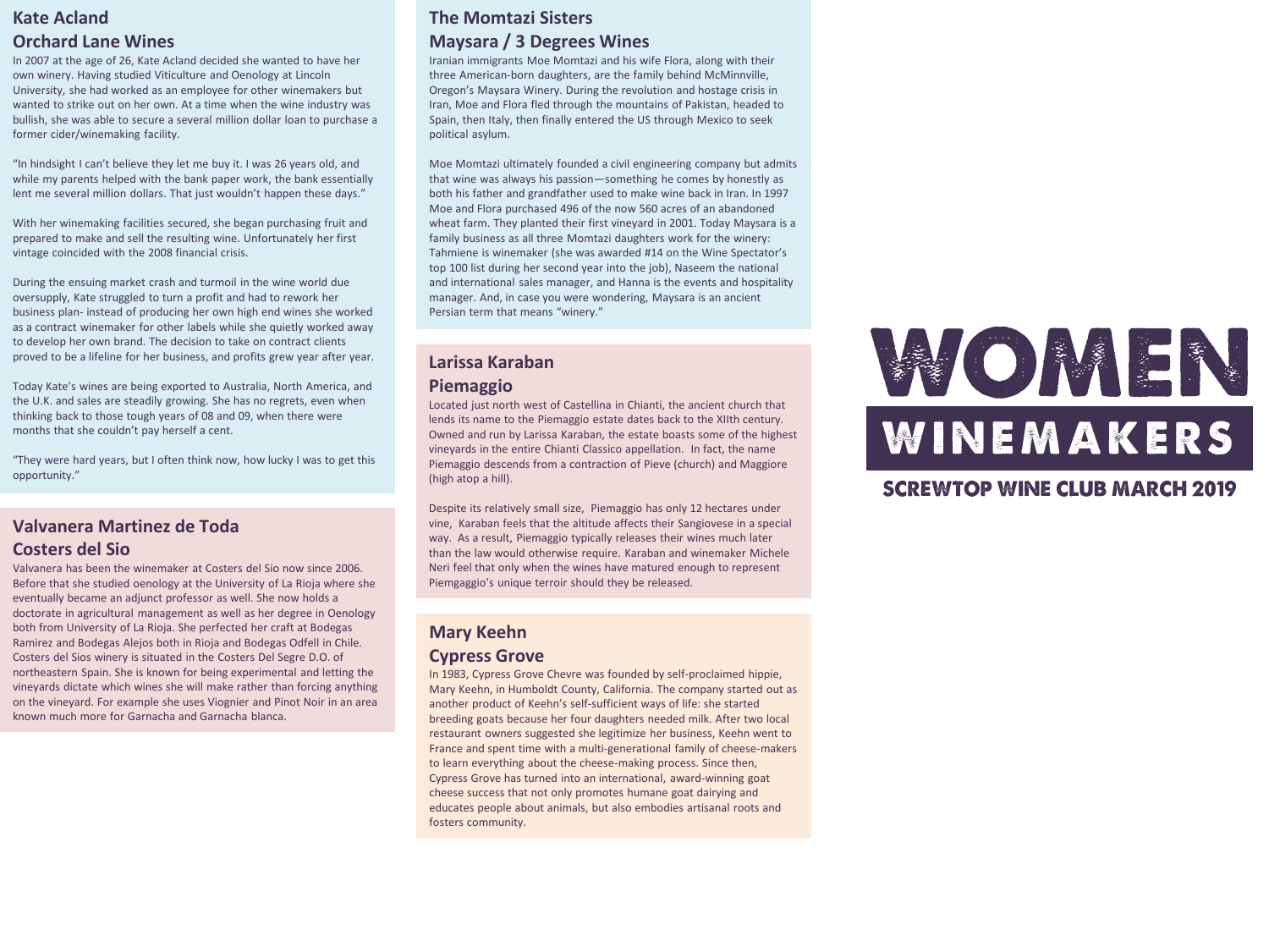# WOMEN WINEMAKERS

## SCREWTOP WINE CLUB MARCH 2019

## Kate Acland
## Orchard Lane Wines

In 2007 at the age of 26, Kate Acland decided she wanted to have her own winery. Having studied Viticulture and Oenology at Lincoln University, she had worked as an employee for other winemakers but wanted to strike out on her own. At a time when the wine industry was bullish, she was able to secure a several million dollar loan to purchase a former cider/winemaking facility.

"In hindsight I can't believe they let me buy it. I was 26 years old, and while my parents helped with the bank paper work, the bank essentially lent me several million dollars. That just wouldn't happen these days."

With her winemaking facilities secured, she began purchasing fruit and prepared to make and sell the resulting wine. Unfortunately her first vintage coincided with the 2008 financial crisis.

During the ensuing market crash and turmoil in the wine world due oversupply, Kate struggled to turn a profit and had to rework her business plan- instead of producing her own high end wines she worked as a contract winemaker for other labels while she quietly worked away to develop her own brand. The decision to take on contract clients proved to be a lifeline for her business, and profits grew year after year.

Today Kate's wines are being exported to Australia, North America, and the U.K. and sales are steadily growing. She has no regrets, even when thinking back to those tough years of 08 and 09, when there were months that she couldn't pay herself a cent.

"They were hard years, but I often think now, how lucky I was to get this opportunity."

## Valvanera Martinez de Toda
## Costers del Sio

Valvanera has been the winemaker at Costers del Sio now since 2006. Before that she studied oenology at the University of La Rioja where she eventually became an adjunct professor as well. She now holds a doctorate in agricultural management as well as her degree in Oenology both from University of La Rioja. She perfected her craft at Bodegas Ramirez and Bodegas Alejos both in Rioja and Bodegas Odfell in Chile. Costers del Sios winery is situated in the Costers Del Segre D.O. of northeastern Spain. She is known for being experimental and letting the vineyards dictate which wines she will make rather than forcing anything on the vineyard. For example she uses Viognier and Pinot Noir in an area known much more for Garnacha and Garnacha blanca.

## The Momtazi Sisters
## Maysara / 3 Degrees Wines

Iranian immigrants Moe Momtazi and his wife Flora, along with their three American-born daughters, are the family behind McMinnville, Oregon's Maysara Winery. During the revolution and hostage crisis in Iran, Moe and Flora fled through the mountains of Pakistan, headed to Spain, then Italy, then finally entered the US through Mexico to seek political asylum.

Moe Momtazi ultimately founded a civil engineering company but admits that wine was always his passion—something he comes by honestly as both his father and grandfather used to make wine back in Iran. In 1997 Moe and Flora purchased 496 of the now 560 acres of an abandoned wheat farm. They planted their first vineyard in 2001. Today Maysara is a family business as all three Momtazi daughters work for the winery: Tahmiene is winemaker (she was awarded #14 on the Wine Spectator's top 100 list during her second year into the job), Naseem the national and international sales manager, and Hanna is the events and hospitality manager. And, in case you were wondering, Maysara is an ancient Persian term that means "winery."

## Larissa Karaban
## Piemaggio

Located just north west of Castellina in Chianti, the ancient church that lends its name to the Piemaggio estate dates back to the XIIth century. Owned and run by Larissa Karaban, the estate boasts some of the highest vineyards in the entire Chianti Classico appellation. In fact, the name Piemaggio descends from a contraction of Pieve (church) and Maggiore (high atop a hill).

Despite its relatively small size, Piemaggio has only 12 hectares under vine, Karaban feels that the altitude affects their Sangiovese in a special way. As a result, Piemaggio typically releases their wines much later than the law would otherwise require. Karaban and winemaker Michele Neri feel that only when the wines have matured enough to represent Piemgaggio's unique terroir should they be released.

## Mary Keehn
## Cypress Grove

In 1983, Cypress Grove Chevre was founded by self-proclaimed hippie, Mary Keehn, in Humboldt County, California. The company started out as another product of Keehn's self-sufficient ways of life: she started breeding goats because her four daughters needed milk. After two local restaurant owners suggested she legitimize her business, Keehn went to France and spent time with a multi-generational family of cheese-makers to learn everything about the cheese-making process. Since then, Cypress Grove has turned into an international, award-winning goat cheese success that not only promotes humane goat dairying and educates people about animals, but also embodies artisanal roots and fosters community.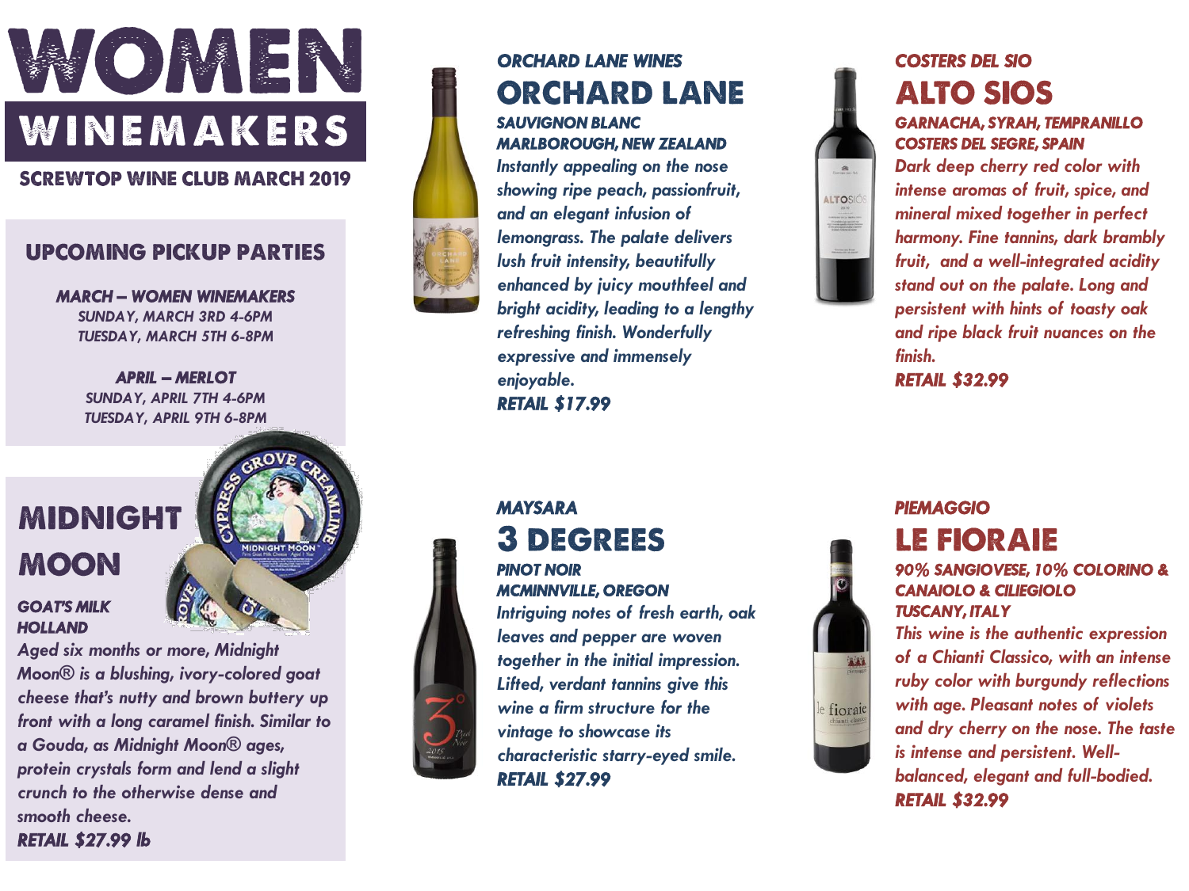# WOMEN WINEMAKERS

## SCREWTOP WINE CLUB MARCH 2019

### UPCOMING PICKUP PARTIES

***MARCH – WOMEN WINEMAKERS***
*SUNDAY, MARCH 3RD 4-6PM*
*TUESDAY, MARCH 5TH 6-8PM*

***APRIL – MERLOT***
*SUNDAY, APRIL 7TH 4-6PM*
*TUESDAY, APRIL 9TH 6-8PM*

## MIDNIGHT MOON

***GOAT'S MILK***
***HOLLAND***

*Aged six months or more, Midnight Moon® is a blushing, ivory-colored goat cheese that's nutty and brown buttery up front with a long caramel finish. Similar to a Gouda, as Midnight Moon® ages, protein crystals form and lend a slight crunch to the otherwise dense and smooth cheese.*

***RETAIL $27.99 lb***

***ORCHARD LANE WINES***

## ORCHARD LANE

***SAUVIGNON BLANC***
***MARLBOROUGH, NEW ZEALAND***

*Instantly appealing on the nose showing ripe peach, passionfruit, and an elegant infusion of lemongrass. The palate delivers lush fruit intensity, beautifully enhanced by juicy mouthfeel and bright acidity, leading to a lengthy refreshing finish. Wonderfully expressive and immensely enjoyable.*

***RETAIL $17.99***

***MAYSARA***

## 3 DEGREES

***PINOT NOIR***
***MCMINNVILLE, OREGON***

*Intriguing notes of fresh earth, oak leaves and pepper are woven together in the initial impression. Lifted, verdant tannins give this wine a firm structure for the vintage to showcase its characteristic starry-eyed smile.*

***RETAIL $27.99***

***COSTERS DEL SIO***

## ALTO SIOS

***GARNACHA, SYRAH, TEMPRANILLO***
***COSTERS DEL SEGRE, SPAIN***

*Dark deep cherry red color with intense aromas of fruit, spice, and mineral mixed together in perfect harmony. Fine tannins, dark brambly fruit, and a well-integrated acidity stand out on the palate. Long and persistent with hints of toasty oak and ripe black fruit nuances on the finish.*

***RETAIL $32.99***

***PIEMAGGIO***

## LE FIORAIE

***90% SANGIOVESE, 10% COLORINO & CANAIOLO & CILIEGIOLO***
***TUSCANY, ITALY***

*This wine is the authentic expression of a Chianti Classico, with an intense ruby color with burgundy reflections with age. Pleasant notes of violets and dry cherry on the nose. The taste is intense and persistent. Well-balanced, elegant and full-bodied.*

***RETAIL $32.99***